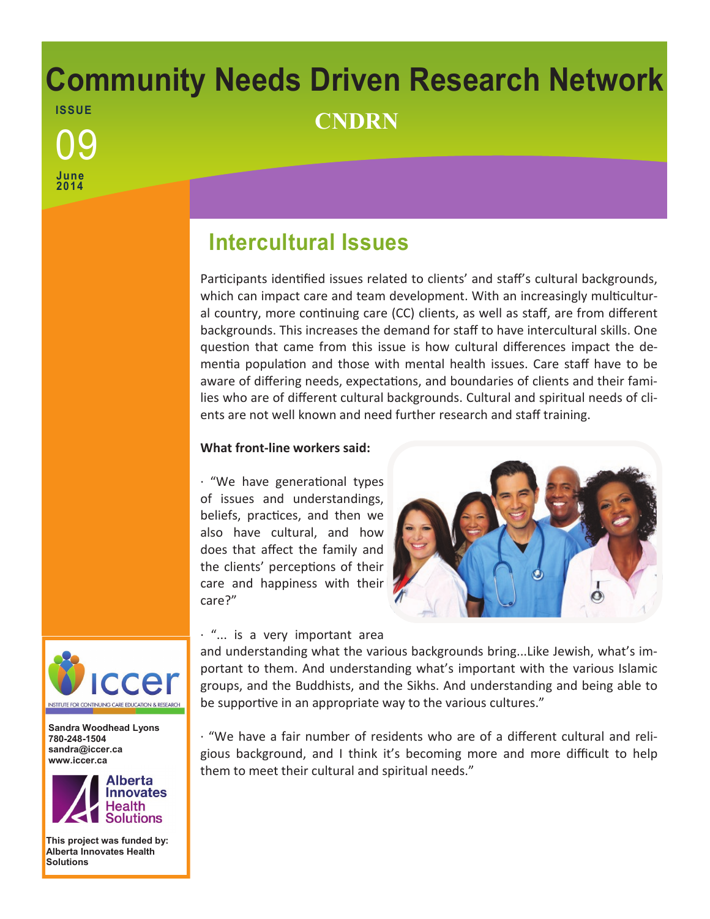# Community Needs Driven Research Network

**CNDRN**

ISSUE 09

June 2014

## Intercultural Issues

Participants identified issues related to clients' and staff's cultural backgrounds, which can impact care and team development. With an increasingly multicultural country, more continuing care (CC) clients, as well as staff, are from different backgrounds. This increases the demand for staff to have intercultural skills. One question that came from this issue is how cultural differences impact the dementia population and those with mental health issues. Care staff have to be aware of differing needs, expectations, and boundaries of clients and their families who are of different cultural backgrounds. Cultural and spiritual needs of clients are not well known and need further research and staff training.

**What front-line workers said:**

· "We have generational types of issues and understandings, beliefs, practices, and then we also have cultural, and how does that affect the family and the clients' perceptions of their care and happiness with their care?"

· "... is a very important area and understanding what the various backgrounds bring...Like Jewish, what's important to them. And understanding what's important with the various Islamic groups, and the Buddhists, and the Sikhs. And understanding and being able to be supportive in an appropriate way to the various cultures."

· "We have a fair number of residents who are of a different cultural and religious background, and I think it's becoming more and more difficult to help them to meet their cultural and spiritual needs."

iccer — INSTITUTE FOR CONTINUING CARE EDUCATION & RESEARCH

**Sandra Woodhead Lyons**
**780-248-1504**
**sandra@iccer.ca**
**www.iccer.ca**

Alberta Innovates Health Solutions

**This project was funded by: Alberta Innovates Health Solutions**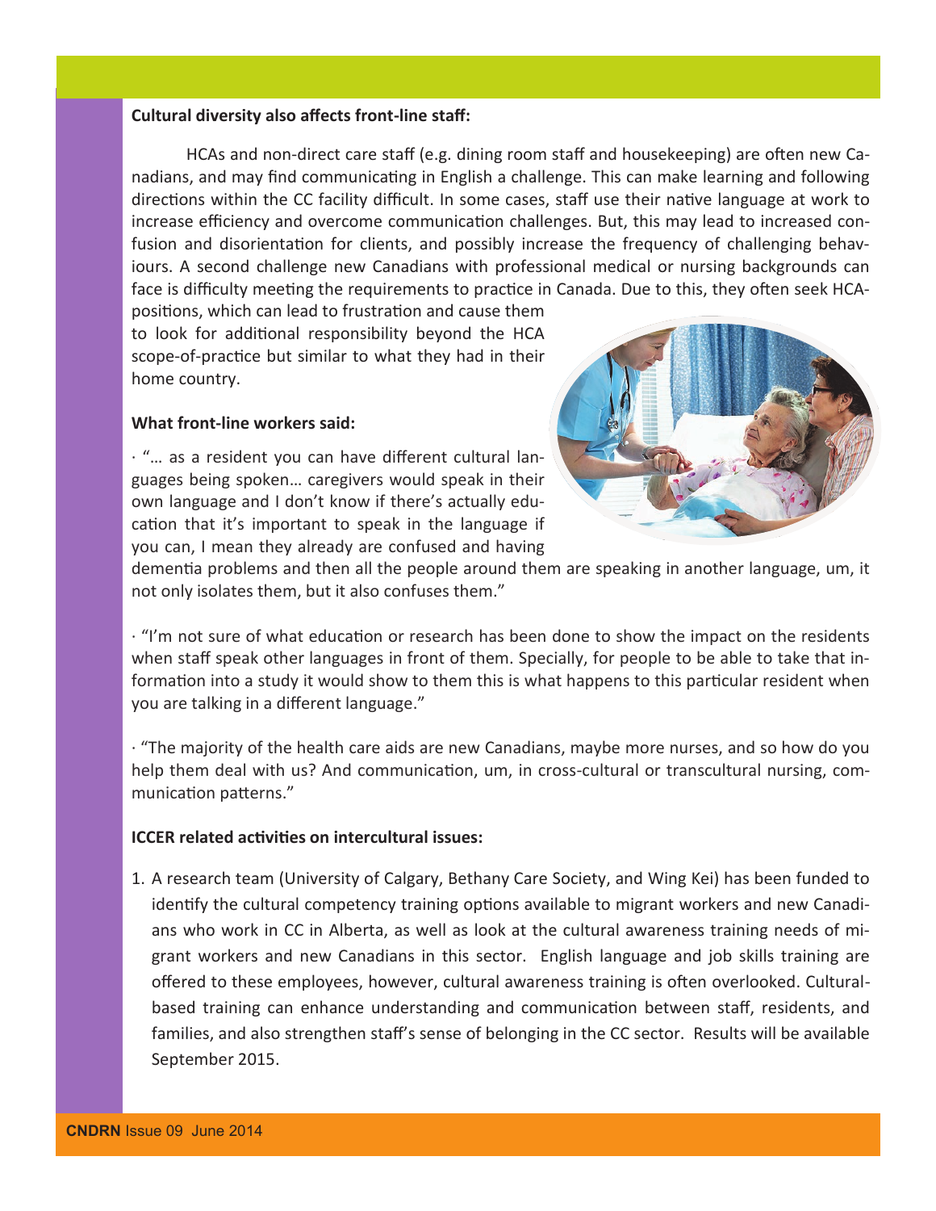**Cultural diversity also affects front-line staff:**

HCAs and non-direct care staff (e.g. dining room staff and housekeeping) are often new Canadians, and may find communicating in English a challenge. This can make learning and following directions within the CC facility difficult. In some cases, staff use their native language at work to increase efficiency and overcome communication challenges. But, this may lead to increased confusion and disorientation for clients, and possibly increase the frequency of challenging behaviours. A second challenge new Canadians with professional medical or nursing backgrounds can face is difficulty meeting the requirements to practice in Canada. Due to this, they often seek HCA-positions, which can lead to frustration and cause them to look for additional responsibility beyond the HCA scope-of-practice but similar to what they had in their home country.

**What front-line workers said:**

· "… as a resident you can have different cultural languages being spoken… caregivers would speak in their own language and I don't know if there's actually education that it's important to speak in the language if you can, I mean they already are confused and having dementia problems and then all the people around them are speaking in another language, um, it not only isolates them, but it also confuses them."

· "I'm not sure of what education or research has been done to show the impact on the residents when staff speak other languages in front of them. Specially, for people to be able to take that information into a study it would show to them this is what happens to this particular resident when you are talking in a different language."

· "The majority of the health care aids are new Canadians, maybe more nurses, and so how do you help them deal with us? And communication, um, in cross-cultural or transcultural nursing, communication patterns."

**ICCER related activities on intercultural issues:**

1. A research team (University of Calgary, Bethany Care Society, and Wing Kei) has been funded to identify the cultural competency training options available to migrant workers and new Canadians who work in CC in Alberta, as well as look at the cultural awareness training needs of migrant workers and new Canadians in this sector. English language and job skills training are offered to these employees, however, cultural awareness training is often overlooked. Cultural-based training can enhance understanding and communication between staff, residents, and families, and also strengthen staff's sense of belonging in the CC sector. Results will be available September 2015.